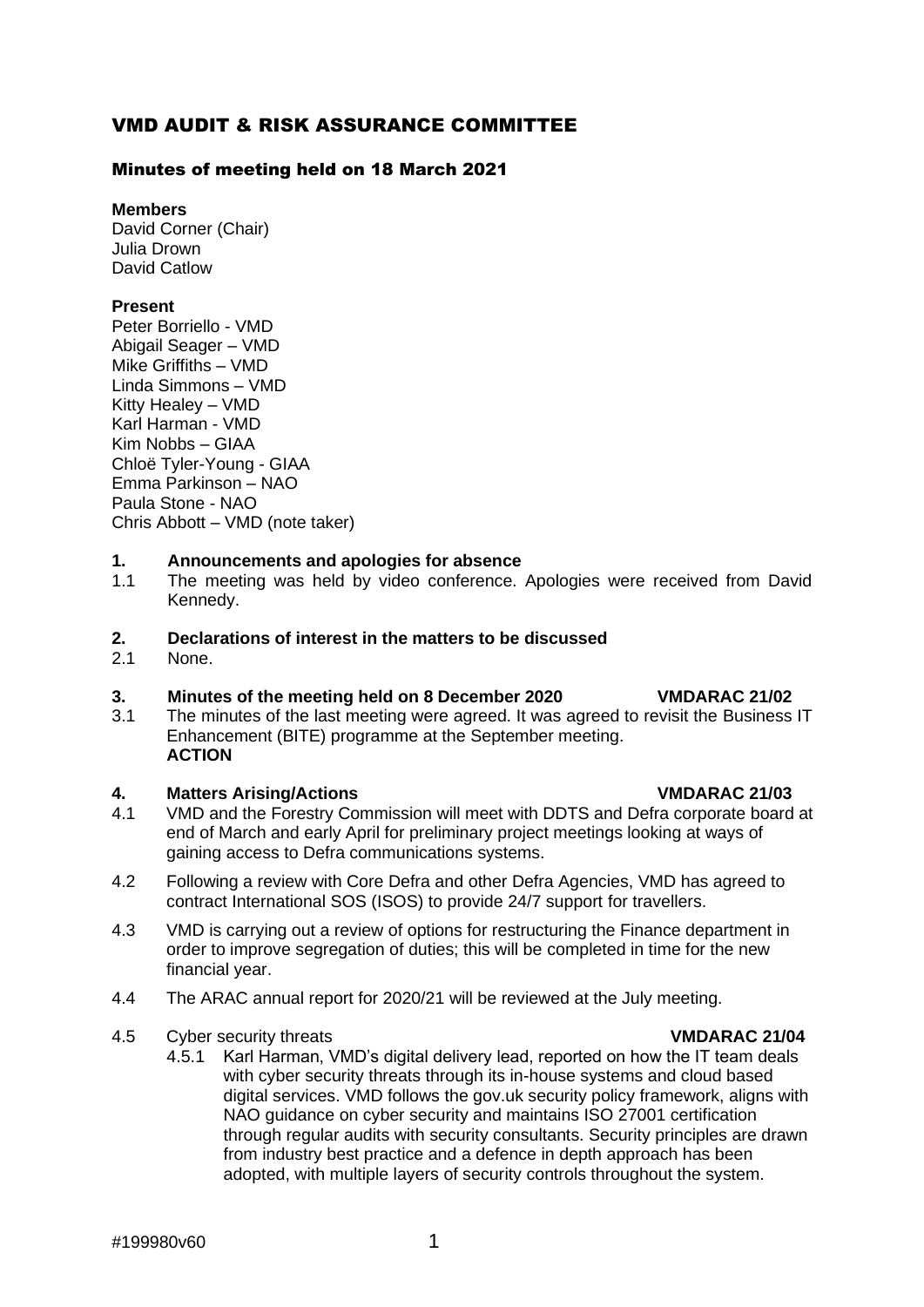# VMD AUDIT & RISK ASSURANCE COMMITTEE

## Minutes of meeting held on 18 March 2021

**Members**
David Corner (Chair)
Julia Drown
David Catlow

**Present**
Peter Borriello - VMD
Abigail Seager – VMD
Mike Griffiths – VMD
Linda Simmons – VMD
Kitty Healey – VMD
Karl Harman - VMD
Kim Nobbs – GIAA
Chloë Tyler-Young - GIAA
Emma Parkinson – NAO
Paula Stone - NAO
Chris Abbott – VMD (note taker)

**1. Announcements and apologies for absence**

1.1 The meeting was held by video conference. Apologies were received from David Kennedy.

**2. Declarations of interest in the matters to be discussed**

2.1 None.

**3. Minutes of the meeting held on 8 December 2020 VMDARAC 21/02**

3.1 The minutes of the last meeting were agreed. It was agreed to revisit the Business IT Enhancement (BITE) programme at the September meeting.
**ACTION**

**4. Matters Arising/Actions VMDARAC 21/03**

4.1 VMD and the Forestry Commission will meet with DDTS and Defra corporate board at end of March and early April for preliminary project meetings looking at ways of gaining access to Defra communications systems.

4.2 Following a review with Core Defra and other Defra Agencies, VMD has agreed to contract International SOS (ISOS) to provide 24/7 support for travellers.

4.3 VMD is carrying out a review of options for restructuring the Finance department in order to improve segregation of duties; this will be completed in time for the new financial year.

4.4 The ARAC annual report for 2020/21 will be reviewed at the July meeting.

4.5 Cyber security threats **VMDARAC 21/04**

4.5.1 Karl Harman, VMD's digital delivery lead, reported on how the IT team deals with cyber security threats through its in-house systems and cloud based digital services. VMD follows the gov.uk security policy framework, aligns with NAO guidance on cyber security and maintains ISO 27001 certification through regular audits with security consultants. Security principles are drawn from industry best practice and a defence in depth approach has been adopted, with multiple layers of security controls throughout the system.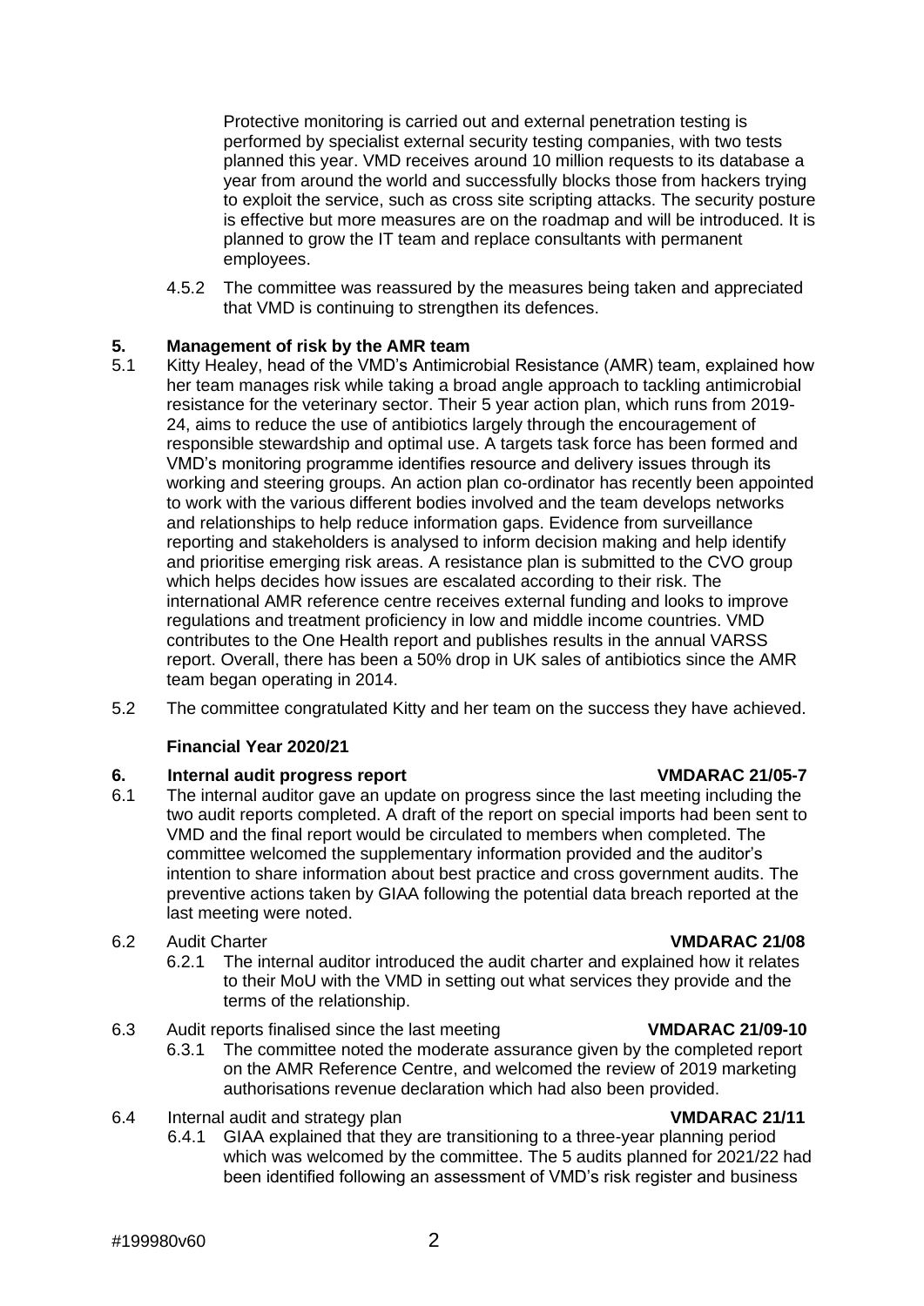Protective monitoring is carried out and external penetration testing is performed by specialist external security testing companies, with two tests planned this year. VMD receives around 10 million requests to its database a year from around the world and successfully blocks those from hackers trying to exploit the service, such as cross site scripting attacks. The security posture is effective but more measures are on the roadmap and will be introduced. It is planned to grow the IT team and replace consultants with permanent employees.

4.5.2 The committee was reassured by the measures being taken and appreciated that VMD is continuing to strengthen its defences.

## 5. Management of risk by the AMR team

5.1 Kitty Healey, head of the VMD's Antimicrobial Resistance (AMR) team, explained how her team manages risk while taking a broad angle approach to tackling antimicrobial resistance for the veterinary sector. Their 5 year action plan, which runs from 2019-24, aims to reduce the use of antibiotics largely through the encouragement of responsible stewardship and optimal use. A targets task force has been formed and VMD's monitoring programme identifies resource and delivery issues through its working and steering groups. An action plan co-ordinator has recently been appointed to work with the various different bodies involved and the team develops networks and relationships to help reduce information gaps. Evidence from surveillance reporting and stakeholders is analysed to inform decision making and help identify and prioritise emerging risk areas. A resistance plan is submitted to the CVO group which helps decides how issues are escalated according to their risk. The international AMR reference centre receives external funding and looks to improve regulations and treatment proficiency in low and middle income countries. VMD contributes to the One Health report and publishes results in the annual VARSS report. Overall, there has been a 50% drop in UK sales of antibiotics since the AMR team began operating in 2014.

5.2 The committee congratulated Kitty and her team on the success they have achieved.

### Financial Year 2020/21

## 6. Internal audit progress report **VMDARAC 21/05-7**

6.1 The internal auditor gave an update on progress since the last meeting including the two audit reports completed. A draft of the report on special imports had been sent to VMD and the final report would be circulated to members when completed. The committee welcomed the supplementary information provided and the auditor's intention to share information about best practice and cross government audits. The preventive actions taken by GIAA following the potential data breach reported at the last meeting were noted.

6.2 Audit Charter **VMDARAC 21/08**

6.2.1 The internal auditor introduced the audit charter and explained how it relates to their MoU with the VMD in setting out what services they provide and the terms of the relationship.

6.3 Audit reports finalised since the last meeting **VMDARAC 21/09-10**

6.3.1 The committee noted the moderate assurance given by the completed report on the AMR Reference Centre, and welcomed the review of 2019 marketing authorisations revenue declaration which had also been provided.

6.4 Internal audit and strategy plan **VMDARAC 21/11**

6.4.1 GIAA explained that they are transitioning to a three-year planning period which was welcomed by the committee. The 5 audits planned for 2021/22 had been identified following an assessment of VMD's risk register and business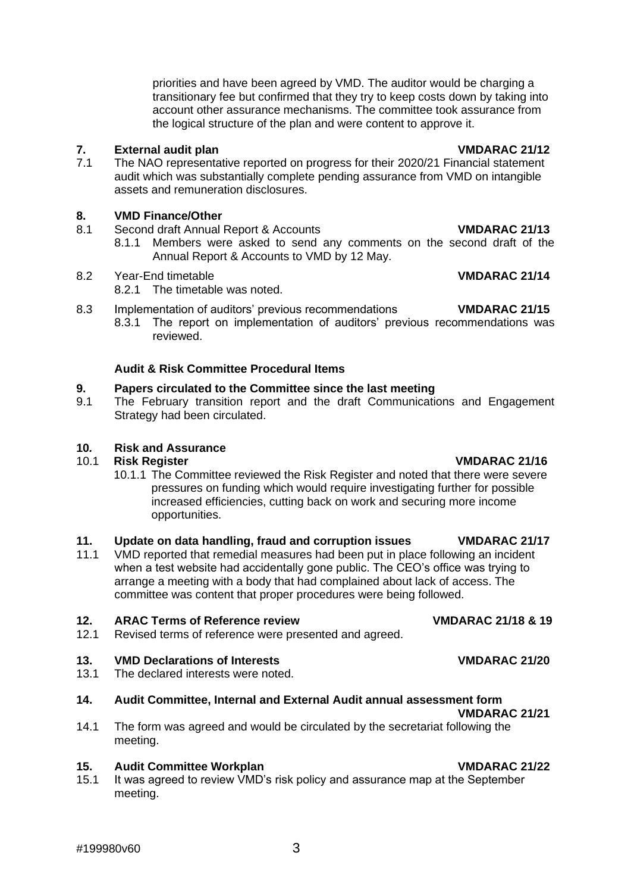priorities and have been agreed by VMD. The auditor would be charging a transitional fee but confirmed that they try to keep costs down by taking into account other assurance mechanisms. The committee took assurance from the logical structure of the plan and were content to approve it.

**7. External audit plan** **VMDARAC 21/12**

7.1 The NAO representative reported on progress for their 2020/21 Financial statement audit which was substantially complete pending assurance from VMD on intangible assets and remuneration disclosures.

**8. VMD Finance/Other**

8.1 Second draft Annual Report & Accounts **VMDARAC 21/13**

8.1.1 Members were asked to send any comments on the second draft of the Annual Report & Accounts to VMD by 12 May.

8.2 Year-End timetable **VMDARAC 21/14**

8.2.1 The timetable was noted.

8.3 Implementation of auditors' previous recommendations **VMDARAC 21/15**

8.3.1 The report on implementation of auditors' previous recommendations was reviewed.

**Audit & Risk Committee Procedural Items**

**9. Papers circulated to the Committee since the last meeting**

9.1 The February transition report and the draft Communications and Engagement Strategy had been circulated.

**10. Risk and Assurance**

**10.1 Risk Register** **VMDARAC 21/16**

10.1.1 The Committee reviewed the Risk Register and noted that there were severe pressures on funding which would require investigating further for possible increased efficiencies, cutting back on work and securing more income opportunities.

**11. Update on data handling, fraud and corruption issues** **VMDARAC 21/17**

11.1 VMD reported that remedial measures had been put in place following an incident when a test website had accidentally gone public. The CEO's office was trying to arrange a meeting with a body that had complained about lack of access. The committee was content that proper procedures were being followed.

**12. ARAC Terms of Reference review** **VMDARAC 21/18 & 19**

12.1 Revised terms of reference were presented and agreed.

**13. VMD Declarations of Interests** **VMDARAC 21/20**

13.1 The declared interests were noted.

**14. Audit Committee, Internal and External Audit annual assessment form** **VMDARAC 21/21**

14.1 The form was agreed and would be circulated by the secretariat following the meeting.

**15. Audit Committee Workplan** **VMDARAC 21/22**

15.1 It was agreed to review VMD's risk policy and assurance map at the September meeting.

#199980v60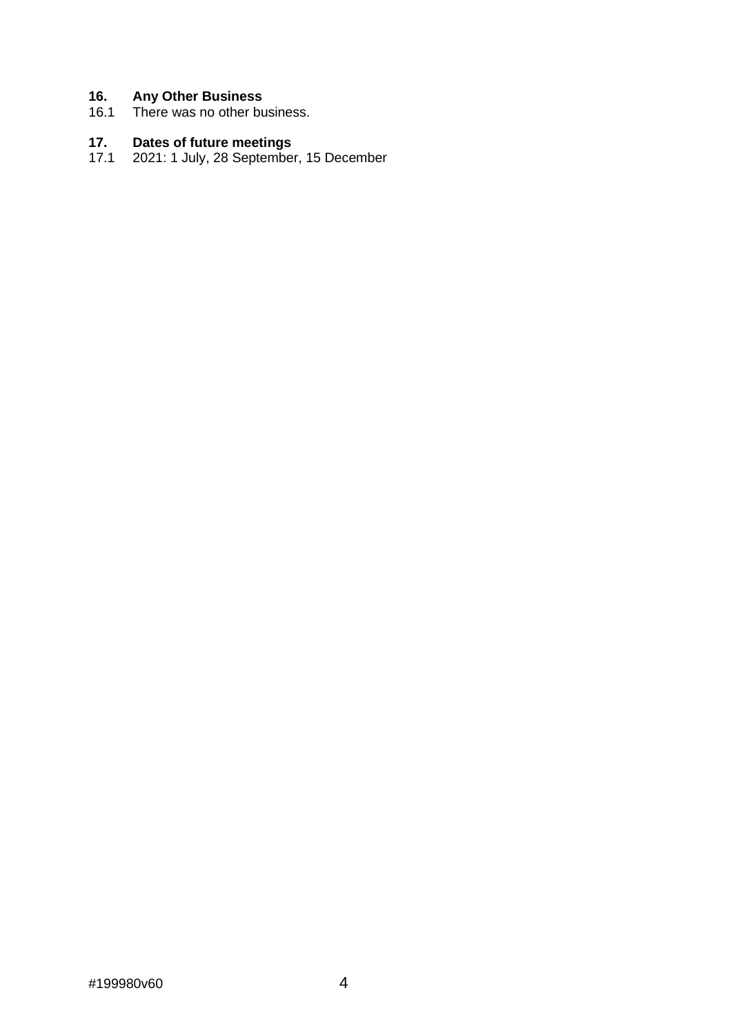## 16. Any Other Business

16.1 There was no other business.

## 17. Dates of future meetings

17.1 2021: 1 July, 28 September, 15 December